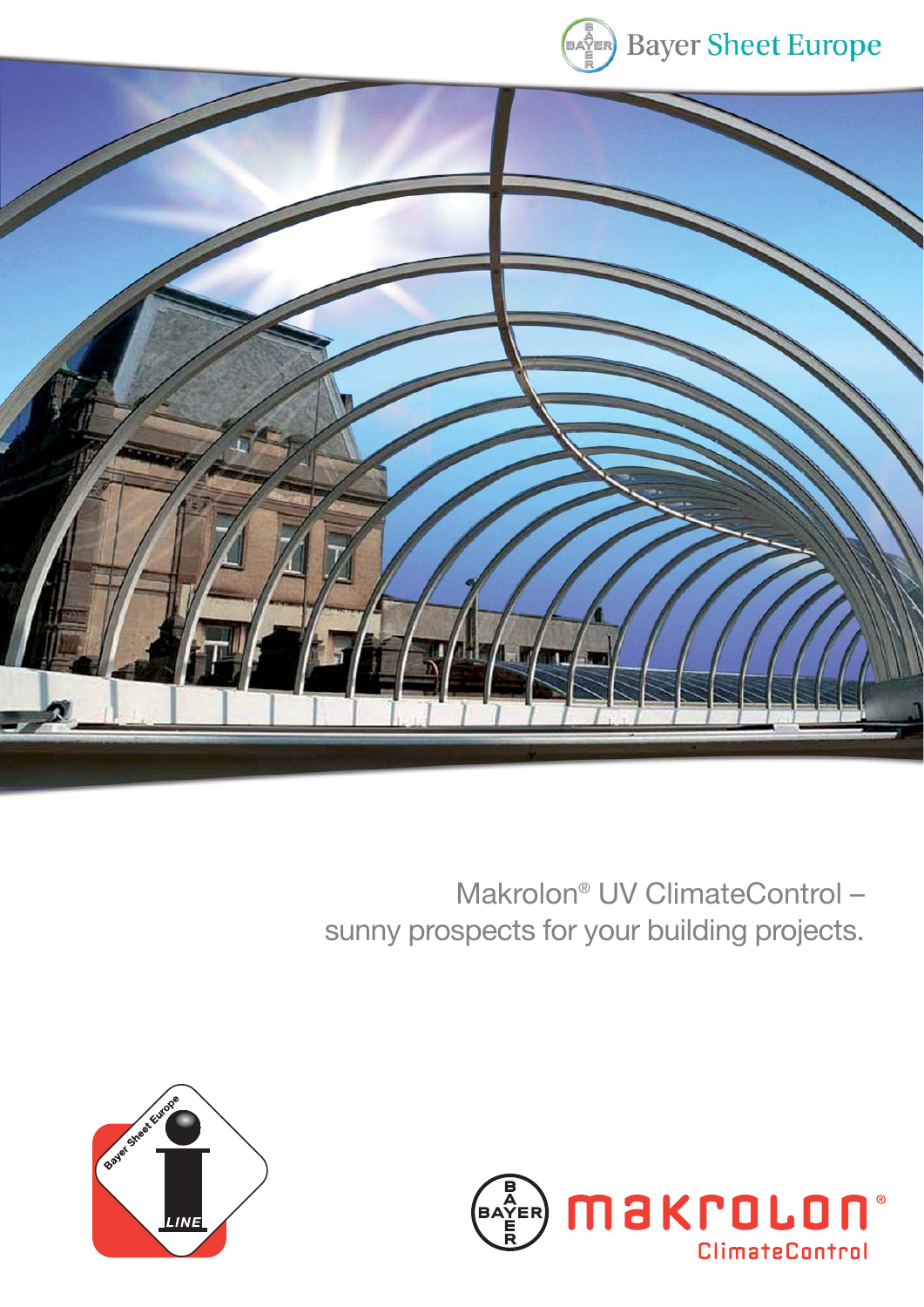Bayer Sheet Europe

# Makrolon® UV ClimateControl – sunny prospects for your building projects.

makrolon® ClimateControl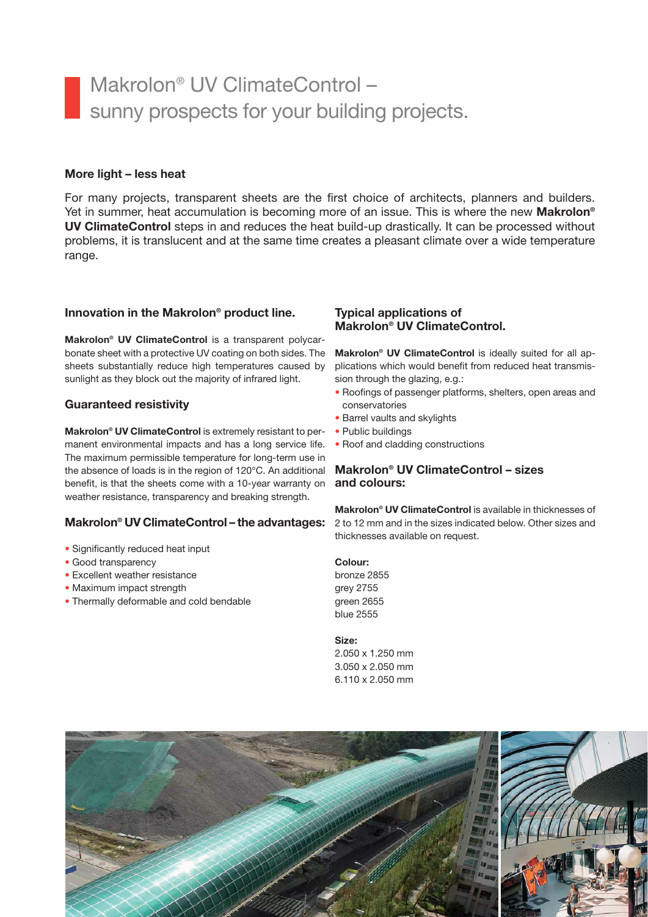# Makrolon® UV ClimateControl – sunny prospects for your building projects.

**More light – less heat**

For many projects, transparent sheets are the first choice of architects, planners and builders. Yet in summer, heat accumulation is becoming more of an issue. This is where the new **Makrolon® UV ClimateControl** steps in and reduces the heat build-up drastically. It can be processed without problems, it is translucent and at the same time creates a pleasant climate over a wide temperature range.

### Innovation in the Makrolon® product line.

**Makrolon® UV ClimateControl** is a transparent polycarbonate sheet with a protective UV coating on both sides. The sheets substantially reduce high temperatures caused by sunlight as they block out the majority of infrared light.

### Guaranteed resistivity

**Makrolon® UV ClimateControl** is extremely resistant to permanent environmental impacts and has a long service life. The maximum permissible temperature for long-term use in the absence of loads is in the region of 120°C. An additional benefit, is that the sheets come with a 10-year warranty on weather resistance, transparency and breaking strength.

### Makrolon® UV ClimateControl – the advantages:

- Significantly reduced heat input
- Good transparency
- Excellent weather resistance
- Maximum impact strength
- Thermally deformable and cold bendable

### Typical applications of Makrolon® UV ClimateControl.

**Makrolon® UV ClimateControl** is ideally suited for all applications which would benefit from reduced heat transmission through the glazing, e.g.:

- Roofings of passenger platforms, shelters, open areas and conservatories
- Barrel vaults and skylights
- Public buildings
- Roof and cladding constructions

### Makrolon® UV ClimateControl – sizes and colours:

**Makrolon® UV ClimateControl** is available in thicknesses of 2 to 12 mm and in the sizes indicated below. Other sizes and thicknesses available on request.

**Colour:**
bronze 2855
grey 2755
green 2655
blue 2555

**Size:**
2.050 x 1.250 mm
3.050 x 2.050 mm
6.110 x 2.050 mm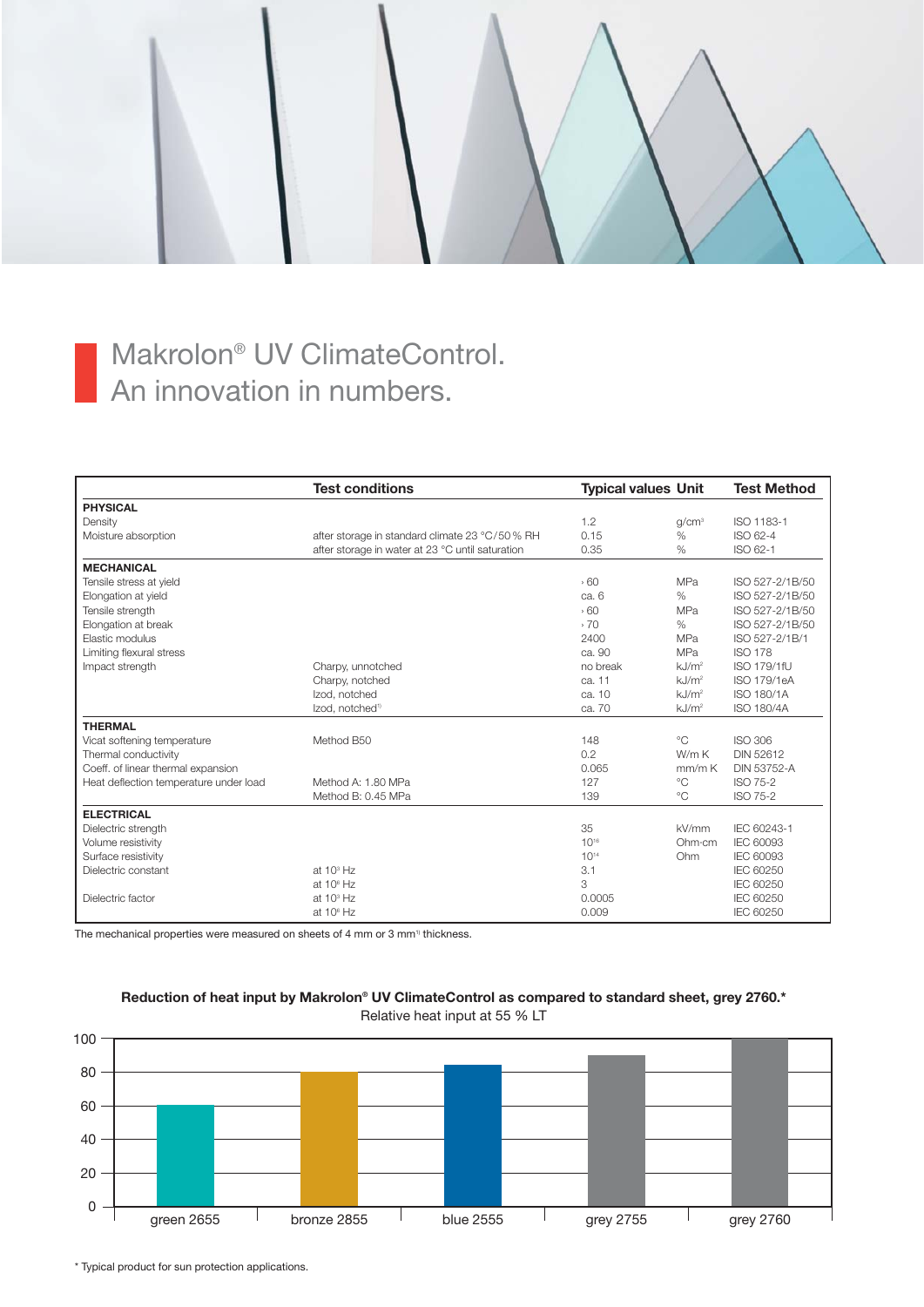# Makrolon® UV ClimateControl. An innovation in numbers.

| | Test conditions | Typical values | Unit | Test Method |
|---|---|---|---|---|
| **PHYSICAL** | | | | |
| Density | | 1.2 | g/cm³ | ISO 1183-1 |
| Moisture absorption | after storage in standard climate 23 °C/50 % RH | 0.15 | % | ISO 62-4 |
| | after storage in water at 23 °C until saturation | 0.35 | % | ISO 62-1 |
| **MECHANICAL** | | | | |
| Tensile stress at yield | | › 60 | MPa | ISO 527-2/1B/50 |
| Elongation at yield | | ca. 6 | % | ISO 527-2/1B/50 |
| Tensile strength | | › 60 | MPa | ISO 527-2/1B/50 |
| Elongation at break | | › 70 | % | ISO 527-2/1B/50 |
| Elastic modulus | | 2400 | MPa | ISO 527-2/1B/1 |
| Limiting flexural stress | | ca. 90 | MPa | ISO 178 |
| Impact strength | Charpy, unnotched | no break | kJ/m² | ISO 179/1fU |
| | Charpy, notched | ca. 11 | kJ/m² | ISO 179/1eA |
| | Izod, notched | ca. 10 | kJ/m² | ISO 180/1A |
| | Izod, notched[1] | ca. 70 | kJ/m² | ISO 180/4A |
| **THERMAL** | | | | |
| Vicat softening temperature | Method B50 | 148 | °C | ISO 306 |
| Thermal conductivity | | 0.2 | W/m K | DIN 52612 |
| Coeff. of linear thermal expansion | | 0.065 | mm/m K | DIN 53752-A |
| Heat deflection temperature under load | Method A: 1.80 MPa | 127 | °C | ISO 75-2 |
| | Method B: 0.45 MPa | 139 | °C | ISO 75-2 |
| **ELECTRICAL** | | | | |
| Dielectric strength | | 35 | kV/mm | IEC 60243-1 |
| Volume resistivity | | $10^{16}$ | Ohm·cm | IEC 60093 |
| Surface resistivity | | $10^{14}$ | Ohm | IEC 60093 |
| Dielectric constant | at $10^3$ Hz | 3.1 | | IEC 60250 |
| | at $10^6$ Hz | 3 | | IEC 60250 |
| Dielectric factor | at $10^3$ Hz | 0.0005 | | IEC 60250 |
| | at $10^6$ Hz | 0.009 | | IEC 60250 |

The mechanical properties were measured on sheets of 4 mm or 3 mm[1] thickness.

**Reduction of heat input by Makrolon® UV ClimateControl as compared to standard sheet, grey 2760.***

Relative heat input at 55 % LT

| Product | Relative heat input |
|---|---|
| green 2655 | ~60 |
| bronze 2855 | ~80 |
| blue 2555 | ~84 |
| grey 2755 | ~90 |
| grey 2760 | 100 |

* Typical product for sun protection applications.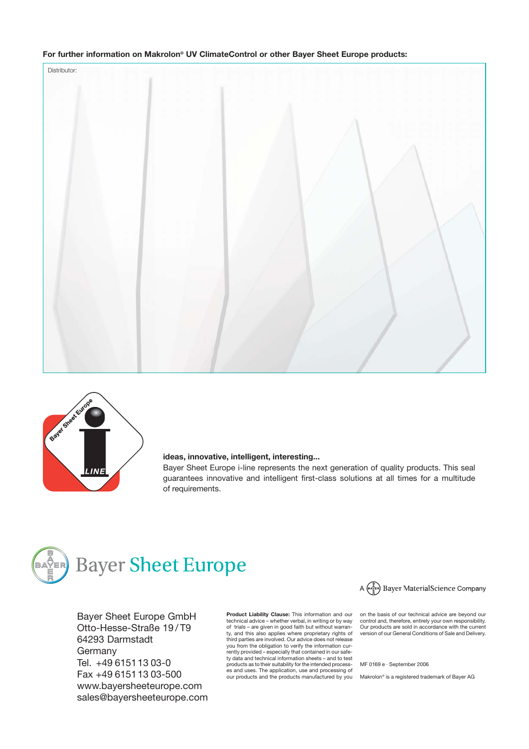**For further information on Makrolon® UV ClimateControl or other Bayer Sheet Europe products:**

Distributor:

**ideas, innovative, intelligent, interesting...**

Bayer Sheet Europe i-line represents the next generation of quality products. This seal guarantees innovative and intelligent first-class solutions at all times for a multitude of requirements.

Bayer Sheet Europe

A Bayer MaterialScience Company

Bayer Sheet Europe GmbH
Otto-Hesse-Straße 19 / T9
64293 Darmstadt
Germany
Tel. +49 6151 13 03-0
Fax +49 6151 13 03-500
www.bayersheeteurope.com
sales@bayersheeteurope.com

**Product Liability Clause:** This information and our technical advice – whether verbal, in writing or by way of trials – are given in good faith but without warranty, and this also applies where proprietary rights of third parties are involved. Our advice does not release you from the obligation to verify the information currently provided – especially that contained in our safety data and technical information sheets – and to test products as to their suitability for the intended processes and uses. The application, use and processing of our products and the products manufactured by you on the basis of our technical advice are beyond our control and, therefore, entirely your own responsibility. Our products are sold in accordance with the current version of our General Conditions of Sale and Delivery.

MF 0169 e · September 2006

Makrolon® is a registered trademark of Bayer AG